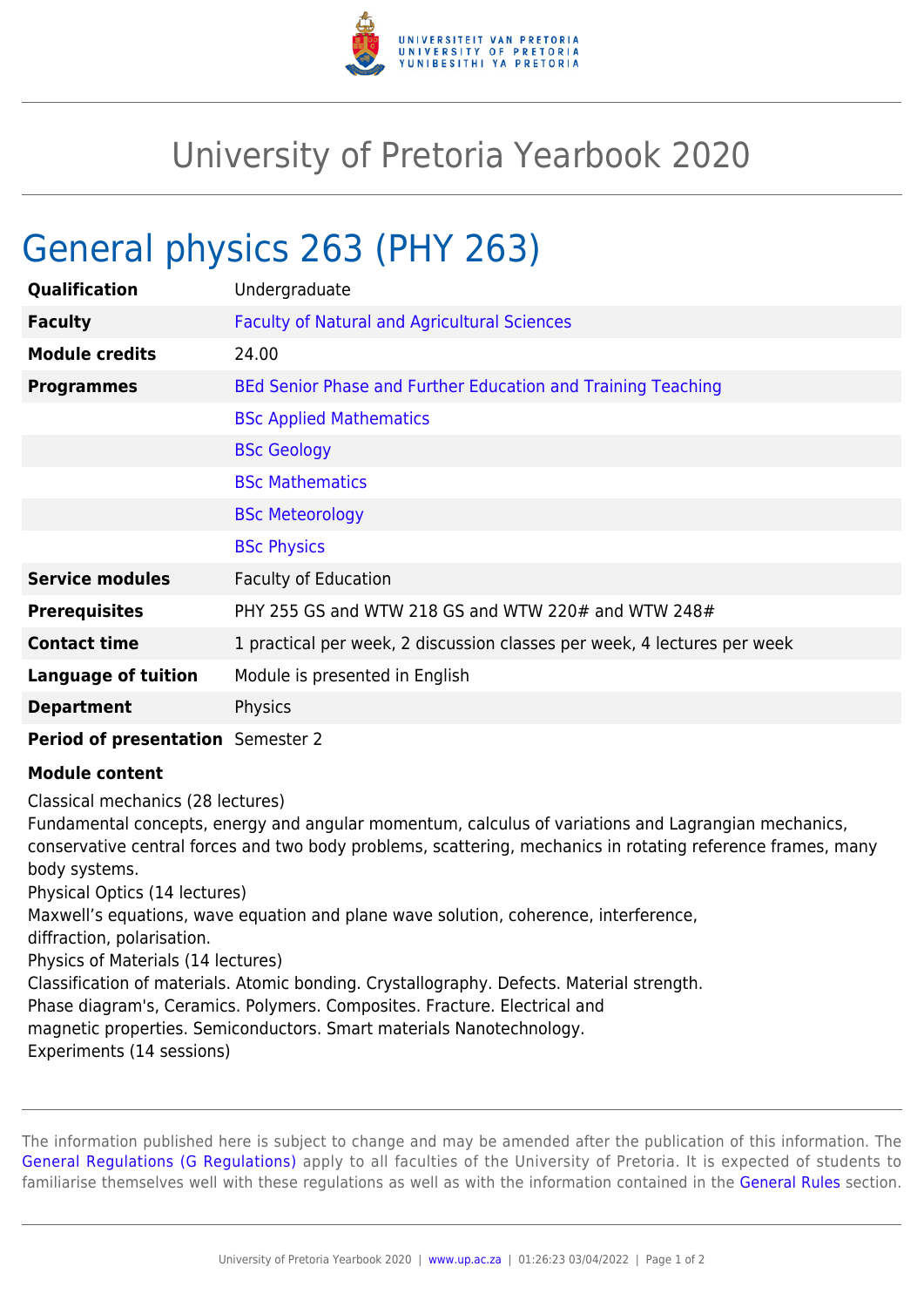# University of Pretoria Yearbook 2020

## General physics 263 (PHY 263)

| | |
|---|---|
| **Qualification** | Undergraduate |
| **Faculty** | Faculty of Natural and Agricultural Sciences |
| **Module credits** | 24.00 |
| **Programmes** | BEd Senior Phase and Further Education and Training Teaching |
| | BSc Applied Mathematics |
| | BSc Geology |
| | BSc Mathematics |
| | BSc Meteorology |
| | BSc Physics |
| **Service modules** | Faculty of Education |
| **Prerequisites** | PHY 255 GS and WTW 218 GS and WTW 220# and WTW 248# |
| **Contact time** | 1 practical per week, 2 discussion classes per week, 4 lectures per week |
| **Language of tuition** | Module is presented in English |
| **Department** | Physics |
| **Period of presentation** | Semester 2 |

**Module content**

Classical mechanics (28 lectures)
Fundamental concepts, energy and angular momentum, calculus of variations and Lagrangian mechanics, conservative central forces and two body problems, scattering, mechanics in rotating reference frames, many body systems.
Physical Optics (14 lectures)
Maxwell's equations, wave equation and plane wave solution, coherence, interference,
diffraction, polarisation.
Physics of Materials (14 lectures)
Classification of materials. Atomic bonding. Crystallography. Defects. Material strength.
Phase diagram's, Ceramics. Polymers. Composites. Fracture. Electrical and
magnetic properties. Semiconductors. Smart materials Nanotechnology.
Experiments (14 sessions)

The information published here is subject to change and may be amended after the publication of this information. The General Regulations (G Regulations) apply to all faculties of the University of Pretoria. It is expected of students to familiarise themselves well with these regulations as well as with the information contained in the General Rules section.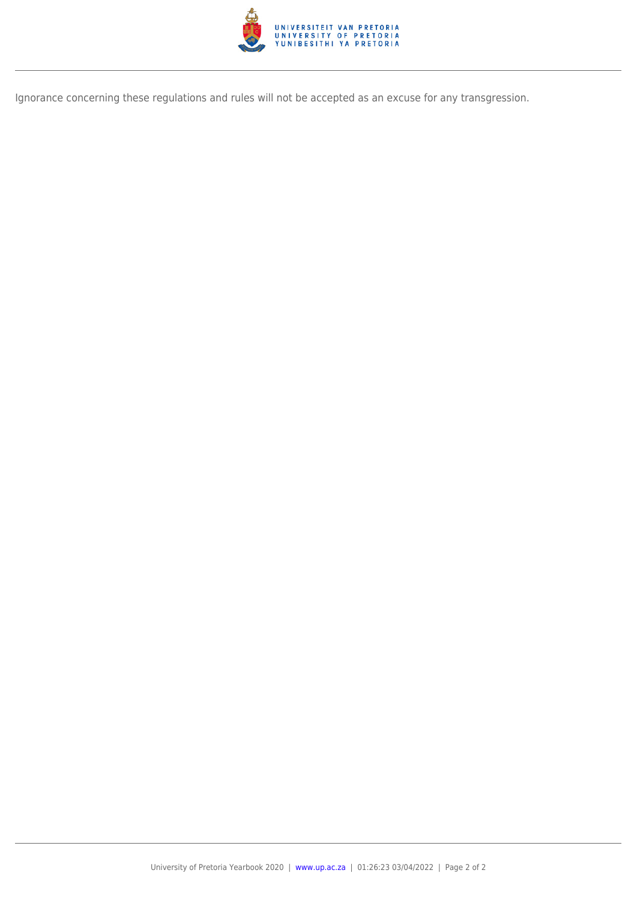Ignorance concerning these regulations and rules will not be accepted as an excuse for any transgression.